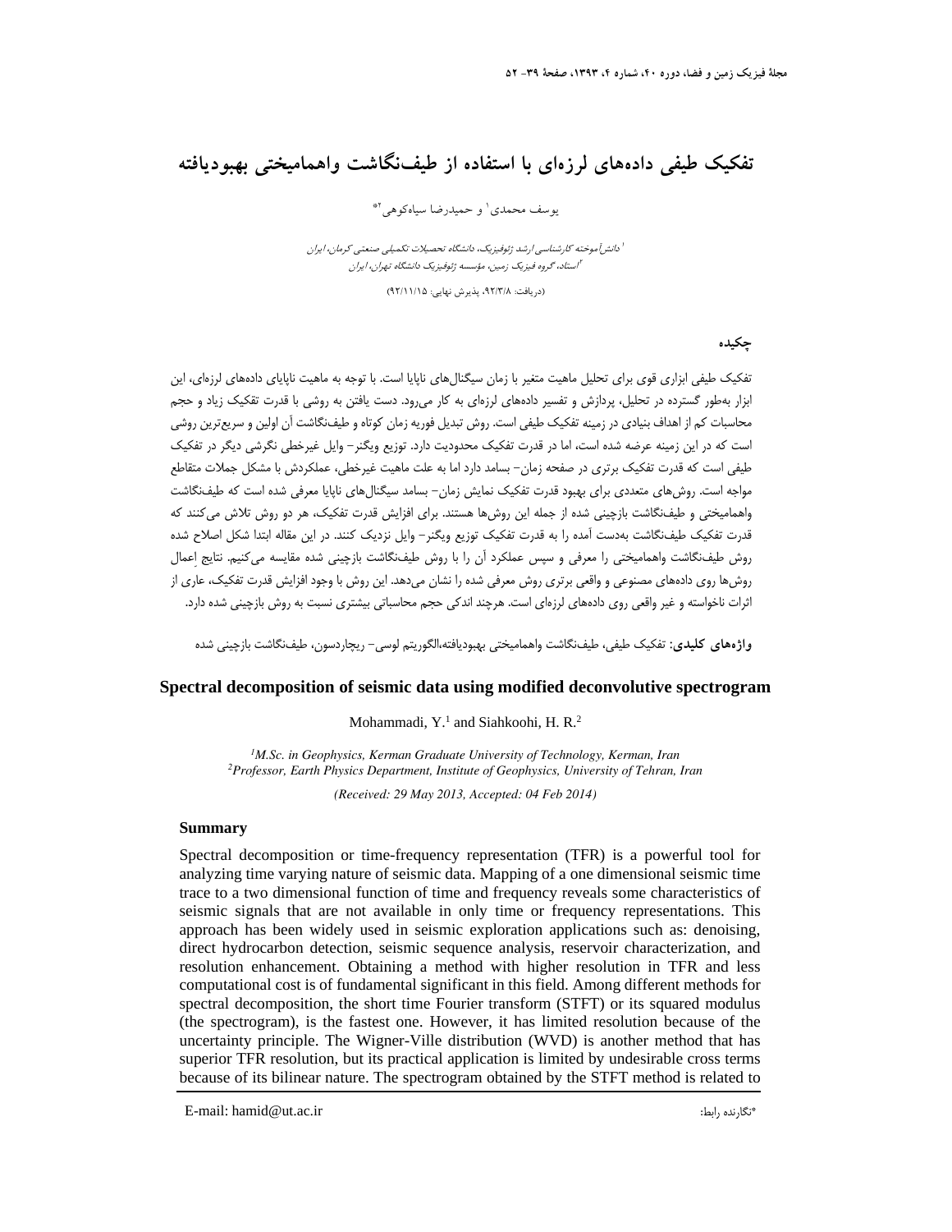# تفکیک طیفی داده‌های لرزه‌ای با استفاده از طیف‌نگاشت واهمامیختی بهبودیافته

یوسف محمدی[1] و حمیدرضا سیاه‌کوهی[2*]

[1] دانش‌آموخته کارشناسی ارشد ژئوفیزیک، دانشگاه تحصیلات تکمیلی صنعتی کرمان، ایران

[2] استاد، گروه فیزیک زمین، مؤسسه ژئوفیزیک دانشگاه تهران، ایران

(دریافت: ۹۲/۳/۸، پذیرش نهایی: ۹۲/۱۱/۱۵)

## چکیده

تفکیک طیفی ابزاری قوی برای تحلیل ماهیت متغیر با زمان سیگنال‌های ناپایا است. با توجه به ماهیت ناپایای داده‌های لرزه‌ای، این ابزار به‌طور گسترده در تحلیل، پردازش و تفسیر داده‌های لرزه‌ای به کار می‌رود. دست یافتن به روشی با قدرت تفکیک زیاد و حجم محاسبات کم از اهداف بنیادی در زمینه تفکیک طیفی است. روش تبدیل فوریه زمان کوتاه و طیف‌نگاشت آن اولین و سریع‌ترین روشی است که در این زمینه عرضه شده است، اما در قدرت تفکیک محدودیت دارد. توزیع ویگنر– وایل غیرخطی نگرشی دیگر در تفکیک طیفی است که قدرت تفکیک برتری در صفحه زمان– بسامد دارد اما به علت ماهیت غیرخطی، عملکردش با مشکل جملات متقاطع مواجه است. روش‌های متعددی برای بهبود قدرت تفکیک نمایش زمان– بسامد سیگنال‌های ناپایا معرفی شده است که طیف‌نگاشت واهمامیختی و طیف‌نگاشت بازچینی شده از جمله این روش‌ها هستند. برای افزایش قدرت تفکیک، هر دو روش تلاش می‌کنند که قدرت تفکیک طیف‌نگاشت به‌دست آمده را به قدرت تفکیک توزیع ویگنر– وایل نزدیک کنند. در این مقاله ابتدا شکل اصلاح شده روش طیف‌نگاشت واهمامیختی را معرفی و سپس عملکرد آن را با روش طیف‌نگاشت بازچینی شده مقایسه می‌کنیم. نتایج اِعمال روش‌ها روی داده‌های مصنوعی و واقعی برتری روش معرفی شده را نشان می‌دهد. این روش با وجود افزایش قدرت تفکیک، عاری از اثرات ناخواسته و غیر واقعی روی داده‌های لرزه‌ای است. هرچند اندکی حجم محاسباتی بیشتری نسبت به روش بازچینی شده دارد.

**واژه‌های کلیدی:** تفکیک طیفی، طیف‌نگاشت واهمامیختی بهبودیافته،الگوریتم لوسی– ریچاردسون، طیف‌نگاشت بازچینی شده

# Spectral decomposition of seismic data using modified deconvolutive spectrogram

Mohammadi, Y.[1] and Siahkoohi, H. R.[2]

[1]*M.Sc. in Geophysics, Kerman Graduate University of Technology, Kerman, Iran*
[2]*Professor, Earth Physics Department, Institute of Geophysics, University of Tehran, Iran*

*(Received: 29 May 2013, Accepted: 04 Feb 2014)*

## Summary

Spectral decomposition or time-frequency representation (TFR) is a powerful tool for analyzing time varying nature of seismic data. Mapping of a one dimensional seismic time trace to a two dimensional function of time and frequency reveals some characteristics of seismic signals that are not available in only time or frequency representations. This approach has been widely used in seismic exploration applications such as: denoising, direct hydrocarbon detection, seismic sequence analysis, reservoir characterization, and resolution enhancement. Obtaining a method with higher resolution in TFR and less computational cost is of fundamental significant in this field. Among different methods for spectral decomposition, the short time Fourier transform (STFT) or its squared modulus (the spectrogram), is the fastest one. However, it has limited resolution because of the uncertainty principle. The Wigner-Ville distribution (WVD) is another method that has superior TFR resolution, but its practical application is limited by undesirable cross terms because of its bilinear nature. The spectrogram obtained by the STFT method is related to

E-mail: hamid@ut.ac.ir

*نگارنده رابط: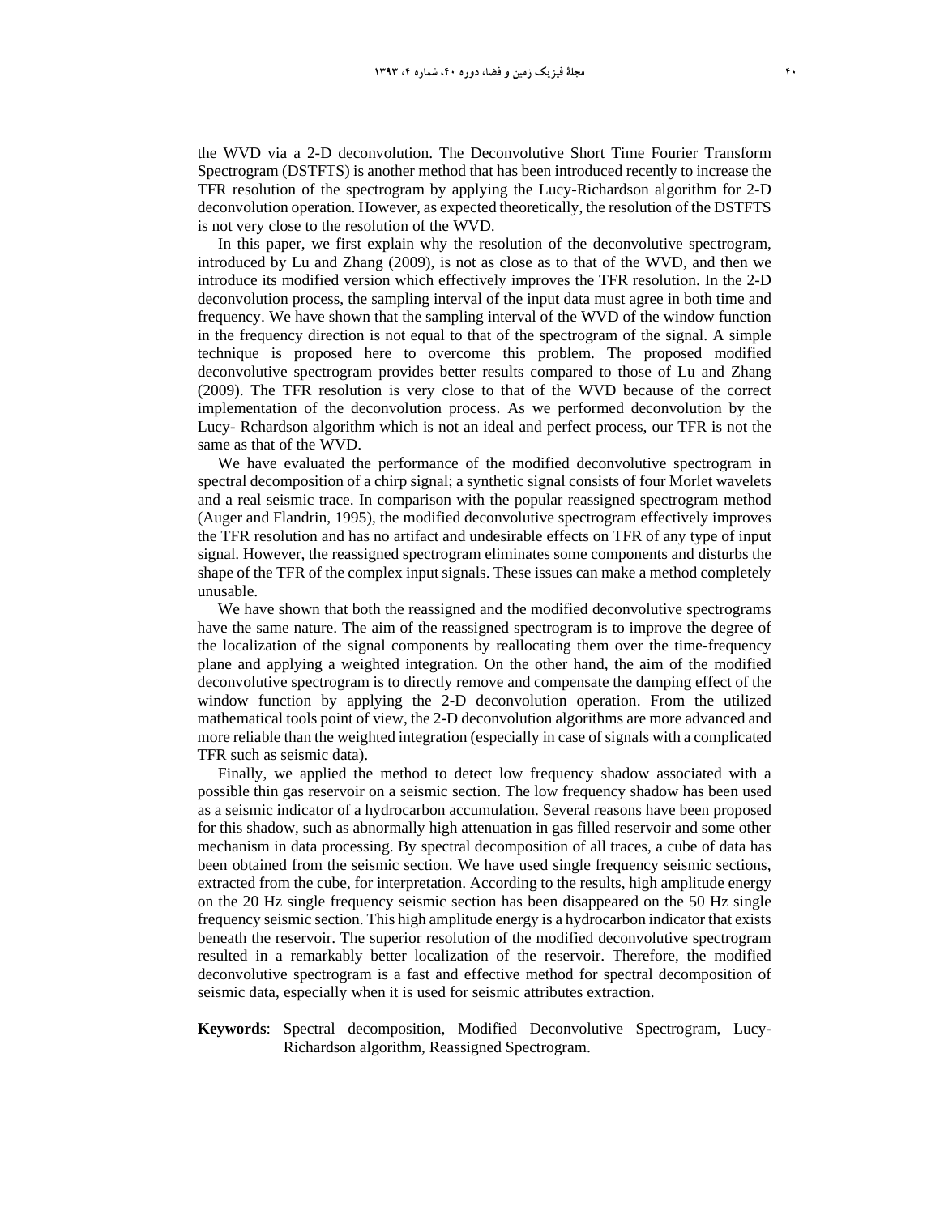the WVD via a 2-D deconvolution. The Deconvolutive Short Time Fourier Transform Spectrogram (DSTFTS) is another method that has been introduced recently to increase the TFR resolution of the spectrogram by applying the Lucy-Richardson algorithm for 2-D deconvolution operation. However, as expected theoretically, the resolution of the DSTFTS is not very close to the resolution of the WVD.

In this paper, we first explain why the resolution of the deconvolutive spectrogram, introduced by Lu and Zhang (2009), is not as close as to that of the WVD, and then we introduce its modified version which effectively improves the TFR resolution. In the 2-D deconvolution process, the sampling interval of the input data must agree in both time and frequency. We have shown that the sampling interval of the WVD of the window function in the frequency direction is not equal to that of the spectrogram of the signal. A simple technique is proposed here to overcome this problem. The proposed modified deconvolutive spectrogram provides better results compared to those of Lu and Zhang (2009). The TFR resolution is very close to that of the WVD because of the correct implementation of the deconvolution process. As we performed deconvolution by the Lucy- Rchardson algorithm which is not an ideal and perfect process, our TFR is not the same as that of the WVD.

We have evaluated the performance of the modified deconvolutive spectrogram in spectral decomposition of a chirp signal; a synthetic signal consists of four Morlet wavelets and a real seismic trace. In comparison with the popular reassigned spectrogram method (Auger and Flandrin, 1995), the modified deconvolutive spectrogram effectively improves the TFR resolution and has no artifact and undesirable effects on TFR of any type of input signal. However, the reassigned spectrogram eliminates some components and disturbs the shape of the TFR of the complex input signals. These issues can make a method completely unusable.

We have shown that both the reassigned and the modified deconvolutive spectrograms have the same nature. The aim of the reassigned spectrogram is to improve the degree of the localization of the signal components by reallocating them over the time-frequency plane and applying a weighted integration. On the other hand, the aim of the modified deconvolutive spectrogram is to directly remove and compensate the damping effect of the window function by applying the 2-D deconvolution operation. From the utilized mathematical tools point of view, the 2-D deconvolution algorithms are more advanced and more reliable than the weighted integration (especially in case of signals with a complicated TFR such as seismic data).

Finally, we applied the method to detect low frequency shadow associated with a possible thin gas reservoir on a seismic section. The low frequency shadow has been used as a seismic indicator of a hydrocarbon accumulation. Several reasons have been proposed for this shadow, such as abnormally high attenuation in gas filled reservoir and some other mechanism in data processing. By spectral decomposition of all traces, a cube of data has been obtained from the seismic section. We have used single frequency seismic sections, extracted from the cube, for interpretation. According to the results, high amplitude energy on the 20 Hz single frequency seismic section has been disappeared on the 50 Hz single frequency seismic section. This high amplitude energy is a hydrocarbon indicator that exists beneath the reservoir. The superior resolution of the modified deconvolutive spectrogram resulted in a remarkably better localization of the reservoir. Therefore, the modified deconvolutive spectrogram is a fast and effective method for spectral decomposition of seismic data, especially when it is used for seismic attributes extraction.

**Keywords**: Spectral decomposition, Modified Deconvolutive Spectrogram, Lucy-Richardson algorithm, Reassigned Spectrogram.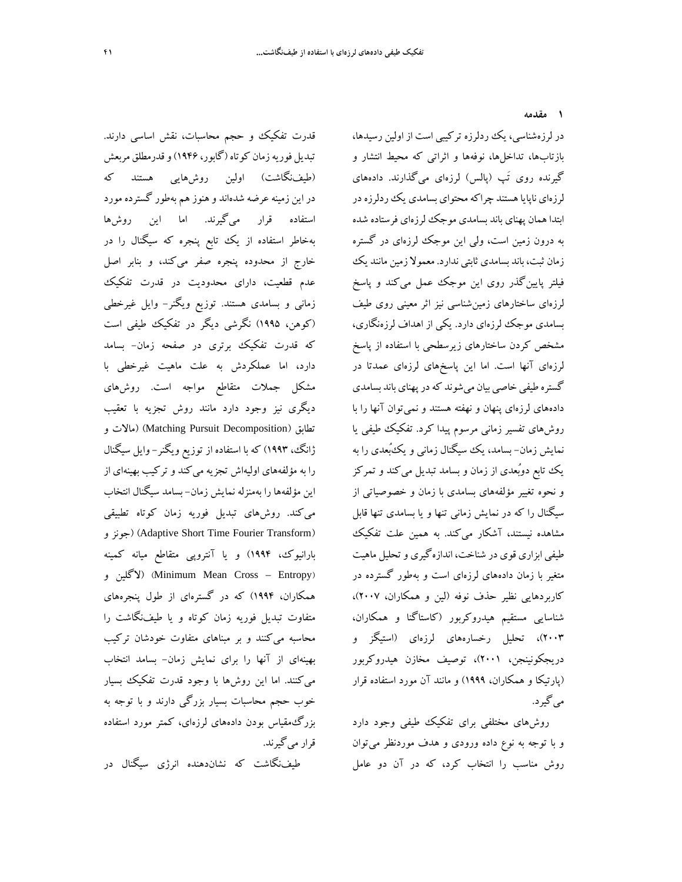## ۱ مقدمه

در لرزه‌شناسی، یک ردلرزه ترکیبی است از اولین رسیدها، بازتاب‌ها، تداخل‌ها، نوفه‌ها و اثراتی که محیط انتشار و گیرنده روی تَپ (پالس) لرزه‌ای می‌گذارند. داده‌های لرزه‌ای ناپایا هستند چراکه محتوای بسامدی یک ردلرزه در ابتدا همان پهنای باند بسامدی موجک لرزه‌ای فرستاده شده به درون زمین است، ولی این موجک لرزه‌ای در گستره زمان ثبت، باند بسامدی ثابتی ندارد. معمولاً زمین مانند یک فیلتر پایین‌گذر روی این موجک عمل می‌کند و پاسخ لرزه‌ای ساختارهای زمین‌شناسی نیز اثر معینی روی طیف بسامدی موجک لرزه‌ای دارد. یکی از اهداف لرزه‌نگاری، مشخص کردن ساختارهای زیرسطحی با استفاده از پاسخ لرزه‌ای آنها است. اما این پاسخ‌های لرزه‌ای عمدتا در گستره طیفی خاصی بیان می‌شوند که در پهنای باند بسامدی داده‌های لرزه‌ای پنهان و نهفته هستند و نمی‌توان آنها را با روش‌های تفسیر زمانی مرسوم پیدا کرد. تفکیک طیفی یا نمایش زمان- بسامد، یک سیگنال زمانی و یک‌بُعدی را به یک تابع دوبُعدی از زمان و بسامد تبدیل می‌کند و تمرکز و نحوه تغییر مؤلفه‌های بسامدی با زمان و خصوصیاتی از سیگنال را که در نمایش زمانی تنها و یا بسامدی تنها قابل مشاهده نیستند، آشکار می‌کند. به همین علت تفکیک طیفی ابزاری قوی در شناخت، اندازه‌گیری و تحلیل ماهیت متغیر با زمان داده‌های لرزه‌ای است و به‌طور گسترده در کاربردهایی نظیر حذف نوفه (لین و همکاران، ۲۰۰۷)، شناسایی مستقیم هیدروکربور (کاستاگنا و همکاران، ۲۰۰۳)، تحلیل رخساره‌های لرزه‌ای (استیگز و دریجکونینجن، ۲۰۰۱)، توصیف مخازن هیدروکربور (پارتیکا و همکاران، ۱۹۹۹) و مانند آن مورد استفاده قرار می‌گیرد.

روش‌های مختلفی برای تفکیک طیفی وجود دارد و با توجه به نوع داده ورودی و هدف موردنظر می‌توان روش مناسب را انتخاب کرد، که در آن دو عامل قدرت تفکیک و حجم محاسبات، نقش اساسی دارند. تبدیل فوریه زمان کوتاه (گابور، ۱۹۴۶) و قدرمطلق مربعش (طیف‌نگاشت) اولین روش‌هایی هستند که در این زمینه عرضه شده‌اند و هنوز هم به‌طور گسترده مورد استفاده قرار می‌گیرند. اما این روش‌ها به‌خاطر استفاده از یک تابع پنجره که سیگنال را در خارج از محدوده پنجره صفر می‌کند، و بنابر اصل عدم قطعیت، دارای محدودیت در قدرت تفکیک زمانی و بسامدی هستند. توزیع ویگنر- وایل غیرخطی (کوهن، ۱۹۹۵) نگرشی دیگر در تفکیک طیفی است که قدرت تفکیک برتری در صفحه زمان- بسامد دارد، اما عملکردش به علت ماهیت غیرخطی با مشکل جملات متقاطع مواجه است. روش‌های دیگری نیز وجود دارد مانند روش تجزیه با تعقیب تطابق (Matching Pursuit Decomposition) (مالات و ژانگ، ۱۹۹۳) که با استفاده از توزیع ویگنر- وایل سیگنال را به مؤلفه‌های اولیه‌اش تجزیه می‌کند و ترکیب بهینه‌ای از این مؤلفه‌ها را به‌منزله نمایش زمان- بسامد سیگنال انتخاب می‌کند. روش‌های تبدیل فوریه زمان کوتاه تطبیقی (Adaptive Short Time Fourier Transform) (جونز و بارانیوک، ۱۹۹۴) و یا آنتروپی متقاطع میانه کمینه (Minimum Mean Cross – Entropy) (لاگلین و همکاران، ۱۹۹۴) که در گستره‌ای از طول پنجره‌های متفاوت تبدیل فوریه زمان کوتاه و یا طیف‌نگاشت را محاسبه می‌کنند و بر مبناهای متفاوت خودشان ترکیب بهینه‌ای از آنها را برای نمایش زمان- بسامد انتخاب می‌کنند. اما این روش‌ها با وجود قدرت تفکیک بسیار خوب حجم محاسبات بسیار بزرگی دارند و با توجه به بزرگ‌مقیاس بودن داده‌های لرزه‌ای، کمتر مورد استفاده قرار می‌گیرند.

طیف‌نگاشت که نشان‌دهنده انرژی سیگنال در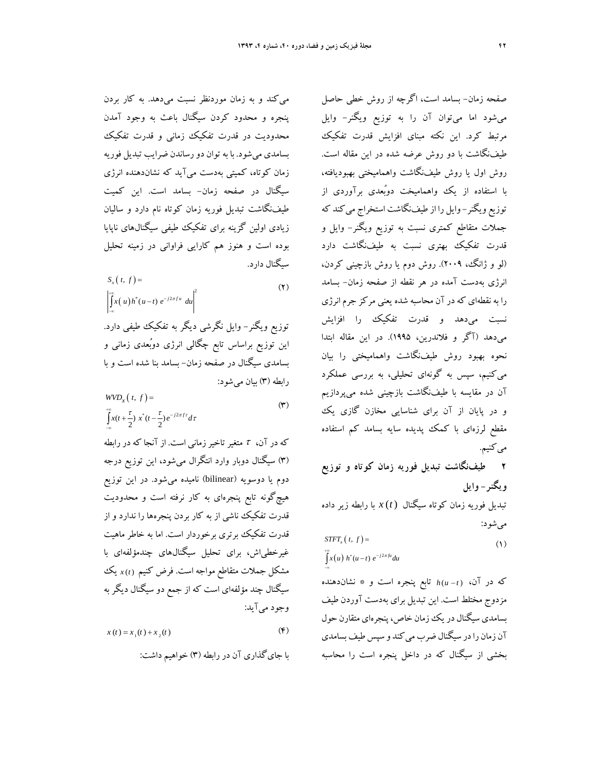صفحه زمان- بسامد است، اگرچه از روش خطی حاصل می‌شود اما می‌توان آن را به توزیع ویگنر- وایل مرتبط کرد. این نکته مبنای افزایش قدرت تفکیک طیف‌نگاشت با دو روش عرضه شده در این مقاله است. روش اول یا روش طیف‌نگاشت واهمامیختی بهبودیافته، با استفاده از یک واهمامیخت دوبُعدی برآوردی از توزیع ویگنر-وایل را از طیف‌نگاشت استخراج می‌کند که جملات متقاطع کمتری نسبت به توزیع ویگنر- وایل و قدرت تفکیک بهتری نسبت به طیف‌نگاشت دارد (لو و ژانگ، ۲۰۰۹). روش دوم یا روش بازچینی کردن، انرژی به‌دست آمده در هر نقطه از صفحه زمان- بسامد را به نقطه‌ای که در آن محاسبه شده یعنی مرکز جرم انرژی نسبت می‌دهد و قدرت تفکیک را افزایش می‌دهد (آگر و فلاندرین، ۱۹۹۵). در این مقاله ابتدا نحوه بهبود روش طیف‌نگاشت واهمامیختی را بیان می‌کنیم، سپس به گونه‌ای تحلیلی، به بررسی عملکرد آن در مقایسه با طیف‌نگاشت بازچینی شده می‌پردازیم و در پایان از آن برای شناسایی مخازن گازی یک مقطع لرزه‌ای با کمک پدیده سایه بسامد کم استفاده می‌کنیم.

## ۲ طیف‌نگاشت تبدیل فوریه زمان کوتاه و توزیع ویگنر- وایل

تبدیل فوریه زمان کوتاه سیگنال $x(t)$ با رابطه زیر داده می‌شود:

$$STFT_x(t,\ f)=\int_{-\infty}^{+\infty} x(u)\ h^*(u-t)\ e^{-j2\pi fu}du \tag{۱}$$

که در آن، $h(u-t)$ تابع پنجره است و $*$ نشان‌دهنده مزدوج مختلط است. این تبدیل برای به‌دست آوردن طیف بسامدی سیگنال در یک زمان خاص، پنجره‌ای متقارن حول آن زمان را در سیگنال ضرب می‌کند و سپس طیف بسامدی بخشی از سیگنال که در داخل پنجره است را محاسبه می‌کند و به زمان موردنظر نسبت می‌دهد. به کار بردن پنجره و محدود کردن سیگنال باعث به وجود آمدن محدودیت در قدرت تفکیک زمانی و قدرت تفکیک بسامدی می‌شود. با به توان دو رساندن ضرایب تبدیل فوریه زمان کوتاه، کمیتی به‌دست می‌آید که نشان‌دهنده انرژی سیگنال در صفحه زمان- بسامد است. این کمیت طیف‌نگاشت تبدیل فوریه زمان کوتاه نام دارد و سالیان زیادی اولین گزینه برای تفکیک طیفی سیگنال‌های ناپایا بوده است و هنوز هم کارایی فراوانی در زمینه تحلیل سیگنال دارد.

$$S_x(t,\ f)=\left|\int_{-\infty}^{+\infty} x(u)\,h^*(u-t)\ e^{-j2\pi fu}\ du\right|^2 \tag{۲}$$

توزیع ویگنر- وایل نگرشی دیگر به تفکیک طیفی دارد. این توزیع براساس تابع چگالی انرژی دوبُعدی زمانی و بسامدی سیگنال در صفحه زمان- بسامد بنا شده است و با رابطه (۳) بیان می‌شود:

$$WVD_x(t,\ f)=\int_{-\infty}^{+\infty} x(t+\frac{\tau}{2})\ x^*(t-\frac{\tau}{2})e^{-j2\pi f\tau}d\tau \tag{۳}$$

که در آن، $\tau$ متغیر تاخیر زمانی است. از آنجا که در رابطه (۳) سیگنال دوبار وارد انتگرال می‌شود، این توزیع درجه دوم یا دوسویه (bilinear) نامیده می‌شود. در این توزیع هیچ‌گونه تابع پنجره‌ای به کار نرفته است و محدودیت قدرت تفکیک ناشی از به کار بردن پنجره‌ها را ندارد و از قدرت تفکیک برتری برخوردار است. اما به خاطر ماهیت غیرخطی‌اش، برای تحلیل سیگنال‌های چندمؤلفه‌ای با مشکل جملات متقاطع مواجه است. فرض کنیم $x(t)$ یک سیگنال چند مؤلفه‌ای است که از جمع دو سیگنال دیگر به وجود می‌آید:

$$x(t)=x_1(t)+x_2(t) \tag{۴}$$

با جای‌گذاری آن در رابطه (۳) خواهیم داشت: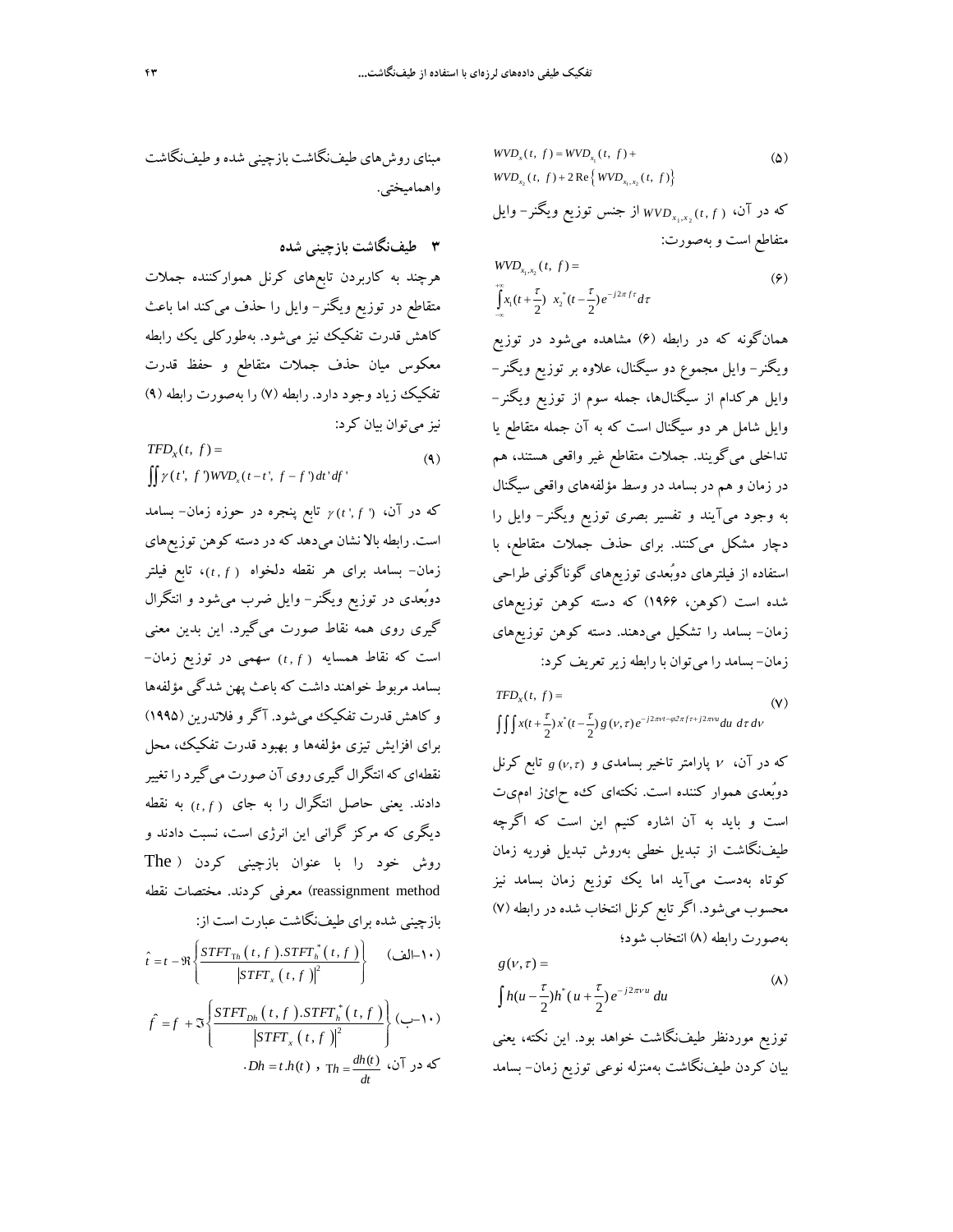$$WVD_x(t, f) = WVD_{x_1}(t, f) + WVD_{x_2}(t, f) + 2\,\mathrm{Re}\left\{ WVD_{x_1,x_2}(t, f)\right\} \quad (۵)$$

که در آن، $WVD_{x_1,x_2}(t, f)$ از جنس توزیع ویگنر- وایل متقاطع است و به‌صورت:

$$WVD_{x_1,x_2}(t, f) = \int_{-\infty}^{+\infty} x_1(t+\frac{\tau}{2})\; x_2^*(t-\frac{\tau}{2}) e^{-j2\pi f\tau} d\tau \quad (۶)$$

همان‌گونه که در رابطه (۶) مشاهده می‌شود در توزیع ویگنر- وایل مجموع دو سیگنال، علاوه بر توزیع ویگنر- وایل هرکدام از سیگنال‌ها، جمله سوم از توزیع ویگنر- وایل شامل هر دو سیگنال است که به آن جمله متقاطع یا تداخلی می‌گویند. جملات متقاطع غیر واقعی هستند، هم در زمان و هم در بسامد در وسط مؤلفه‌های واقعی سیگنال به وجود می‌آیند و تفسیر بصری توزیع ویگنر- وایل را دچار مشکل می‌کنند. برای حذف جملات متقاطع، با استفاده از فیلترهای دوبُعدی توزیع‌های گوناگونی طراحی شده است (کوهن، ۱۹۶۶) که دسته کوهن توزیع‌های زمان- بسامد را تشکیل می‌دهند. دسته کوهن توزیع‌های زمان- بسامد را می‌توان با رابطه زیر تعریف کرد:

$$TFD_X(t, f) = \iiint x(t+\frac{\tau}{2}) x^*(t-\frac{\tau}{2}) g(\nu,\tau) e^{-j2\pi\nu t - \varphi 2\pi f\tau + j2\pi\nu u} du\; d\tau\; d\nu \quad (۷)$$

که در آن، $\nu$ پارامتر تاخیر بسامدی و $g(\nu,\tau)$ تابع کرنل دوبُعدی هموار کننده است. نکته‌ای که حائز اهمیت است و باید به آن اشاره کنیم این است که اگرچه طیف‌نگاشت از تبدیل خطی به‌روش تبدیل فوریه زمان کوتاه به‌دست می‌آید اما یک توزیع زمان بسامد نیز محسوب می‌شود. اگر تابع کرنل انتخاب شده در رابطه (۷) به‌صورت رابطه (۸) انتخاب شود؛

$$g(\nu,\tau) = \int h(u-\frac{\tau}{2}) h^*(u+\frac{\tau}{2}) e^{-j2\pi\nu u}\, du \quad (۸)$$

توزیع موردنظر طیف‌نگاشت خواهد بود. این نکته، یعنی بیان کردن طیف‌نگاشت به‌منزله نوعی توزیع زمان- بسامد مبنای روش‌های طیف‌نگاشت بازچینی شده و طیف‌نگاشت واهامیختی.

## ۳ طیف‌نگاشت بازچینی شده

هرچند به کاربردن تابع‌های کرنل هموارکننده جملات متقاطع در توزیع ویگنر- وایل را حذف می‌کند اما باعث کاهش قدرت تفکیک نیز می‌شود. به‌طورکلی یک رابطه معکوس میان حذف جملات متقاطع و حفظ قدرت تفکیک زیاد وجود دارد. رابطه (۷) را به‌صورت رابطه (۹) نیز می‌توان بیان کرد:

$$TFD_X(t, f) = \iint \gamma(t', f') WVD_x(t-t', f-f')\, dt' df' \quad (۹)$$

که در آن، $\gamma(t', f')$ تابع پنجره در حوزه زمان- بسامد است. رابطه بالا نشان می‌دهد که در دسته کوهن توزیع‌های زمان- بسامد برای هر نقطه دلخواه $(t, f)$، تابع فیلتر دوبُعدی در توزیع ویگنر- وایل ضرب می‌شود و انتگرال گیری روی همه نقاط صورت می‌گیرد. این بدین معنی است که نقاط همسایه $(t, f)$ سهمی در توزیع زمان- بسامد مربوط خواهند داشت که باعث پهن شدگی مؤلفه‌ها و کاهش قدرت تفکیک می‌شود. آگر و فلاندرین (۱۹۹۵) برای افزایش تیزی مؤلفه‌ها و بهبود قدرت تفکیک، محل نقطه‌ای که انتگرال گیری روی آن صورت می‌گیرد را تغییر دادند. یعنی حاصل انتگرال را به جای $(t, f)$ به نقطه دیگری که مرکز گرانی این انرژی است، نسبت دادند و روش خود را با عنوان بازچینی کردن (The reassignment method) معرفی کردند. مختصات نقطه بازچینی شده برای طیف‌نگاشت عبارت است از:

$$\hat{t} = t - \Re\left\{ \frac{STFT_{Th}(t, f).STFT_h^*(t, f)}{\left|STFT_x(t, f)\right|^2} \right\} \quad (\text{۱۰-الف})$$

$$\hat{f} = f + \Im\left\{ \frac{STFT_{Dh}(t, f).STFT_h^*(t, f)}{\left|STFT_x(t, f)\right|^2} \right\} \quad (\text{۱۰-ب})$$

که در آن، $Th = \frac{dh(t)}{dt}$ ، $Dh = t.h(t)$.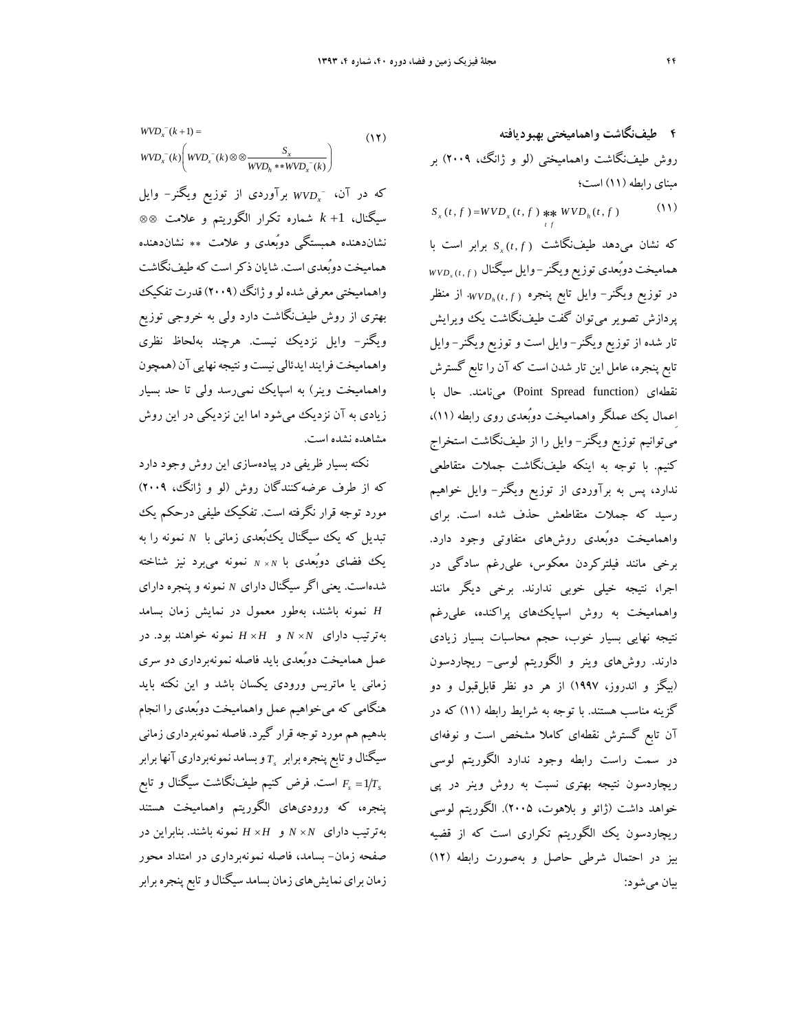## ۴ طیف‌نگاشت واهمامیختی بهبودیافته

روش طیف‌نگاشت واهمامیختی (لو و ژانگ، ۲۰۰۹) بر مبنای رابطه (۱۱) است؛

$$S_x(t,f) = WVD_x(t,f) \underset{t\,f}{**} WVD_h(t,f) \tag{۱۱}$$

که نشان می‌دهد طیف‌نگاشت $S_x(t,f)$ برابر است با همامیخت دوبُعدی توزیع ویگنر-وایل سیگنال $WVD_x(t,f)$ در توزیع ویگنر- وایل تابع پنجره $WVD_h(t,f)$. از منظر پردازش تصویر می‌توان گفت طیف‌نگاشت یک ویرایش تار شده از توزیع ویگنر- وایل است و توزیع ویگنر- وایل تابع پنجره، عامل این تار شدن است که آن را تابع گسترش نقطه‌ای (Point Spread function) می‌نامند. حال با اعمال یک عملگر واهمامیخت دوبُعدی روی رابطه (۱۱)، می‌توانیم توزیع ویگنر- وایل را از طیف‌نگاشت استخراج کنیم. با توجه به اینکه طیف‌نگاشت جملات متقاطعی ندارد، پس به برآوردی از توزیع ویگنر- وایل خواهیم رسید که جملات متقاطعش حذف شده است. برای واهمامیخت دوبُعدی روش‌های متفاوتی وجود دارد. برخی مانند فیلترکردن معکوس، علی‌رغم سادگی در اجرا، نتیجه خیلی خوبی ندارند. برخی دیگر مانند واهمامیخت به روش اسپایک‌های پراکنده، علی‌رغم نتیجه نهایی بسیار خوب، حجم محاسبات بسیار زیادی دارند. روش‌های وینر و الگوریتم لوسی- ریچاردسون (بیگز و اندروز، ۱۹۹۷) از هر دو نظر قابل‌قبول و دو گزینه مناسب هستند. با توجه به شرایط رابطه (۱۱) که در آن تابع گسترش نقطه‌ای کاملا مشخص است و نوفه‌ای در سمت راست رابطه وجود ندارد الگوریتم لوسی ریچاردسون نتیجه بهتری نسبت به روش وینر در پی خواهد داشت (ژائو و بلاهوت، ۲۰۰۵). الگوریتم لوسی ریچاردسون یک الگوریتم تکراری است که از قضیه بیز در احتمال شرطی حاصل و به‌صورت رابطه (۱۲) بیان می‌شود:

$$WVD_x^-(k+1) = WVD_x^-(k)\left(WVD_x^-(k)\otimes\otimes\frac{S_x}{WVD_h ** WVD_x^-(k)}\right) \tag{۱۲}$$

که در آن، $WVD_x^-$ برآوردی از توزیع ویگنر- وایل سیگنال، $k+1$ شماره تکرار الگوریتم و علامت $\otimes\otimes$ نشان‌دهنده همبستگی دوبُعدی و علامت $**$ نشان‌دهنده همامیخت دوبُعدی است. شایان ذکر است که طیف‌نگاشت واهمامیختی معرفی شده لو و ژانگ (۲۰۰۹) قدرت تفکیک بهتری از روش طیف‌نگاشت دارد ولی به خروجی توزیع ویگنر- وایل نزدیک نیست. هرچند به‌لحاظ نظری واهمامیخت فرایند ایدئالی نیست و نتیجه نهایی آن (همچون واهمامیخت وینر) به اسپایک نمی‌رسد ولی تا حد بسیار زیادی به آن نزدیک می‌شود اما این نزدیکی در این روش مشاهده نشده است.

نکته بسیار ظریفی در پیاده‌سازی این روش وجود دارد که از طرف عرضه‌کنندگان روش (لو و ژانگ، ۲۰۰۹) مورد توجه قرار نگرفته است. تفکیک طیفی درحکم یک تبدیل که یک سیگنال یک‌بُعدی زمانی با $N$ نمونه را به یک فضای دوبُعدی با $N \times N$ نمونه می‌برد نیز شناخته شده‌است. یعنی اگر سیگنال دارای $N$ نمونه و پنجره دارای $H$ نمونه باشند، به‌طور معمول در نمایش زمان بسامد به‌ترتیب دارای $N \times N$ و $H \times H$ نمونه خواهند بود. در عمل همامیخت دوبُعدی باید فاصله نمونه‌برداری دو سری زمانی یا ماتریس ورودی یکسان باشد و این نکته باید هنگامی که می‌خواهیم عمل واهمامیخت دوبُعدی را انجام بدهیم هم مورد توجه قرار گیرد. فاصله نمونه‌برداری زمانی سیگنال و تابع پنجره برابر $T_s$ و بسامد نمونه‌برداری آنها برابر $F_s = 1/T_s$ است. فرض کنیم طیف‌نگاشت سیگنال و تابع پنجره، که ورودی‌های الگوریتم واهمامیخت هستند به‌ترتیب دارای $N \times N$ و $H \times H$ نمونه باشند. بنابراین در صفحه زمان- بسامد، فاصله نمونه‌برداری در امتداد محور زمان برای نمایش‌های زمان بسامد سیگنال و تابع پنجره برابر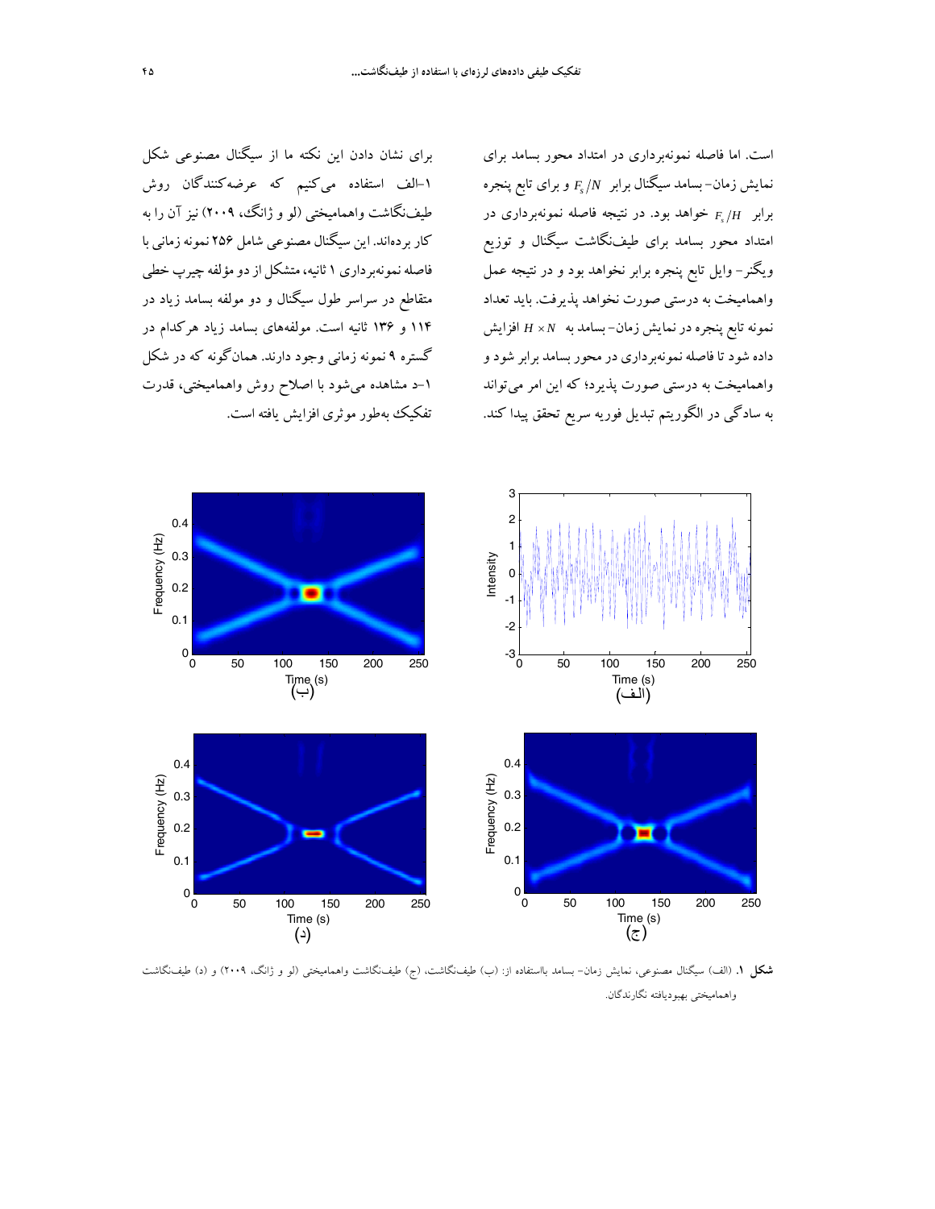است. اما فاصله نمونه‌برداری در امتداد محور بسامد برای نمایش زمان- بسامد سیگنال برابر $F_s/N$ و برای تابع پنجره برابر $F_s/H$ خواهد بود. در نتیجه فاصله نمونه‌برداری در امتداد محور بسامد برای طیف‌نگاشت سیگنال و توزیع ویگنر- وایل تابع پنجره برابر نخواهد بود و در نتیجه عمل واهمامیخت به درستی صورت نخواهد پذیرفت. باید تعداد نمونه تابع پنجره در نمایش زمان- بسامد به $H \times N$ افزایش داده شود تا فاصله نمونه‌برداری در محور بسامد برابر شود و واهمامیخت به درستی صورت پذیرد؛ که این امر می‌تواند به سادگی در الگوریتم تبدیل فوریه سریع تحقق پیدا کند.

برای نشان دادن این نکته ما از سیگنال مصنوعی شکل ۱-الف استفاده می‌کنیم که عرضه‌کنندگان روش طیف‌نگاشت واهمامیختی (لو و ژانگ، ۲۰۰۹) نیز آن را به کار برده‌اند. این سیگنال مصنوعی شامل ۲۵۶ نمونه زمانی با فاصله نمونه‌برداری ۱ ثانیه، متشکل از دو مؤلفه چیرپ خطی متقاطع در سراسر طول سیگنال و دو مولفه بسامد زیاد در ۱۱۴ و ۱۳۶ ثانیه است. مولفه‌های بسامد زیاد هرکدام در گستره ۹ نمونه زمانی وجود دارند. همان‌گونه که در شکل ۱-د مشاهده می‌شود با اصلاح روش واهمامیختی، قدرت تفکیک به‌طور موثری افزایش یافته است.

**شکل ۱.** (الف) سیگنال مصنوعی، نمایش زمان- بسامد بااستفاده از: (ب) طیف‌نگاشت، (ج) طیف‌نگاشت واهمامیختی (لو و ژانگ، ۲۰۰۹) و (د) طیف‌نگاشت واهمامیختی بهبودیافته نگارندگان.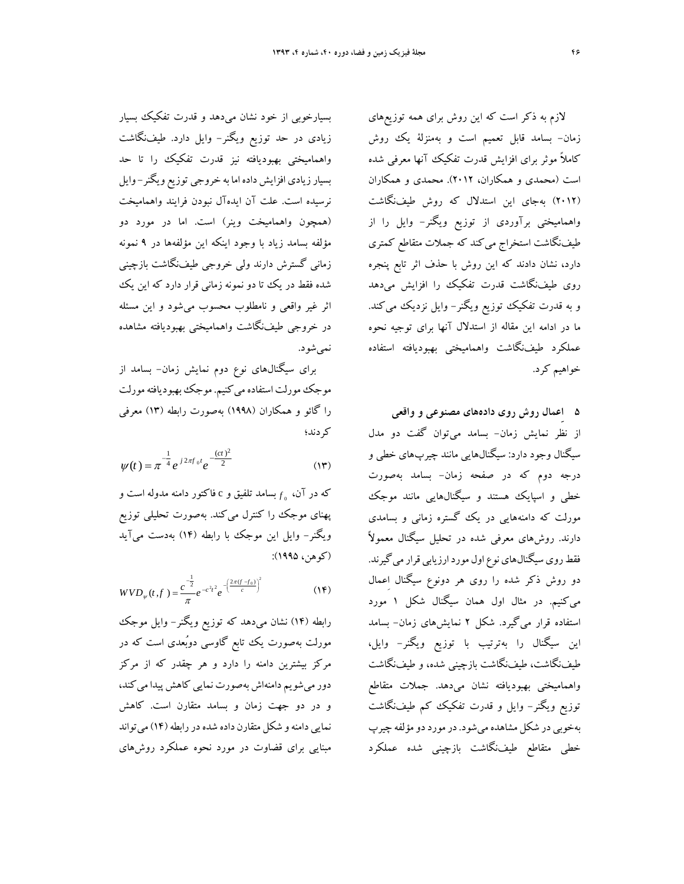لازم به ذکر است که این روش برای همه توزیع‌های زمان- بسامد قابل تعمیم است و به‌منزلهٔ یک روش کاملاً موثر برای افزایش قدرت تفکیک آنها معرفی شده است (محمدی و همکاران، ۲۰۱۲). محمدی و همکاران (۲۰۱۲) به‌جای این استدلال که روش طیف‌نگاشت واهمامیختی برآوردی از توزیع ویگنر- وایل را از طیف‌نگاشت استخراج می‌کند که جملات متقاطع کمتری دارد، نشان دادند که این روش با حذف اثر تابع پنجره روی طیف‌نگاشت قدرت تفکیک را افزایش می‌دهد و به قدرت تفکیک توزیع ویگنر- وایل نزدیک می‌کند. ما در ادامه این مقاله از استدلال آنها برای توجیه نحوه عملکرد طیف‌نگاشت واهمامیختی بهبودیافته استفاده خواهیم کرد.

## ۵ اعمال روش روی داده‌های مصنوعی و واقعی

از نظر نمایش زمان- بسامد می‌توان گفت دو مدل سیگنال وجود دارد: سیگنال‌هایی مانند چیرپ‌های خطی و درجه دوم که در صفحه زمان- بسامد به‌صورت خطی و اسپایک هستند و سیگنال‌هایی مانند موجک مورلت که دامنه‌هایی در یک گستره زمانی و بسامدی دارند. روش‌های معرفی شده در تحلیل سیگنال معمولاً فقط روی سیگنال‌های نوع اول مورد ارزیابی قرار می‌گیرند. دو روش ذکر شده را روی هر دونوع سیگنال اعمال می‌کنیم. در مثال اول همان سیگنال شکل ۱ مورد استفاده قرار می‌گیرد. شکل ۲ نمایش‌های زمان- بسامد این سیگنال را به‌ترتیب با توزیع ویگنر- وایل، طیف‌نگاشت، طیف‌نگاشت بازچینی شده، و طیف‌نگاشت واهمامیختی بهبودیافته نشان می‌دهد. جملات متقاطع توزیع ویگنر- وایل و قدرت تفکیک کم طیف‌نگاشت به‌خوبی در شکل مشاهده می‌شود. در مورد دو مؤلفه چیرپ خطی متقاطع طیف‌نگاشت بازچینی شده عملکرد بسیارخوبی از خود نشان می‌دهد و قدرت تفکیک بسیار زیادی در حد توزیع ویگنر- وایل دارد. طیف‌نگاشت واهمامیختی بهبودیافته نیز قدرت تفکیک را تا حد بسیار زیادی افزایش داده اما به خروجی توزیع ویگنر-وایل نرسیده است. علت آن ایده‌آل نبودن فرایند واهمامیخت (همچون واهمامیخت وینر) است. اما در مورد دو مؤلفه بسامد زیاد با وجود اینکه این مؤلفه‌ها در ۹ نمونه زمانی گسترش دارند ولی خروجی طیف‌نگاشت بازچینی شده فقط در یک تا دو نمونه زمانی قرار دارد که این یک اثر غیر واقعی و نامطلوب محسوب می‌شود و این مسئله در خروجی طیف‌نگاشت واهمامیختی بهبودیافته مشاهده نمی‌شود.

برای سیگنال‌های نوع دوم نمایش زمان- بسامد از موجک مورلت استفاده می‌کنیم. موجک بهبودیافته مورلت را گائو و همکاران (۱۹۹۸) به‌صورت رابطه (۱۳) معرفی کردند؛

$$\psi(t) = \pi^{-\frac{1}{4}} e^{j2\pi f_0 t} e^{-\frac{(ct)^2}{2}} \tag{۱۳}$$

که در آن، $f_0$ بسامد تلفیق و c فاکتور دامنه مدوله است و پهنای موجک را کنترل می‌کند. به‌صورت تحلیلی توزیع ویگنر- وایل این موجک با رابطه (۱۴) به‌دست می‌آید (کوهن، ۱۹۹۵):

$$WVD_{\psi}(t,f) = \frac{c^{-\frac{1}{2}}}{\pi} e^{-c^2 t^2} e^{-\left(\frac{2\pi(f-f_0)}{c}\right)^2} \tag{۱۴}$$

رابطه (۱۴) نشان می‌دهد که توزیع ویگنر- وایل موجک مورلت به‌صورت یک تابع گاوسی دوبُعدی است که در مرکز بیشترین دامنه را دارد و هر چقدر که از مرکز دور می‌شویم دامنه‌اش به‌صورت نمایی کاهش پیدا می‌کند، و در دو جهت زمان و بسامد متقارن است. کاهش نمایی دامنه و شکل متقارن داده شده در رابطه (۱۴) می‌تواند مبنایی برای قضاوت در مورد نحوه عملکرد روش‌های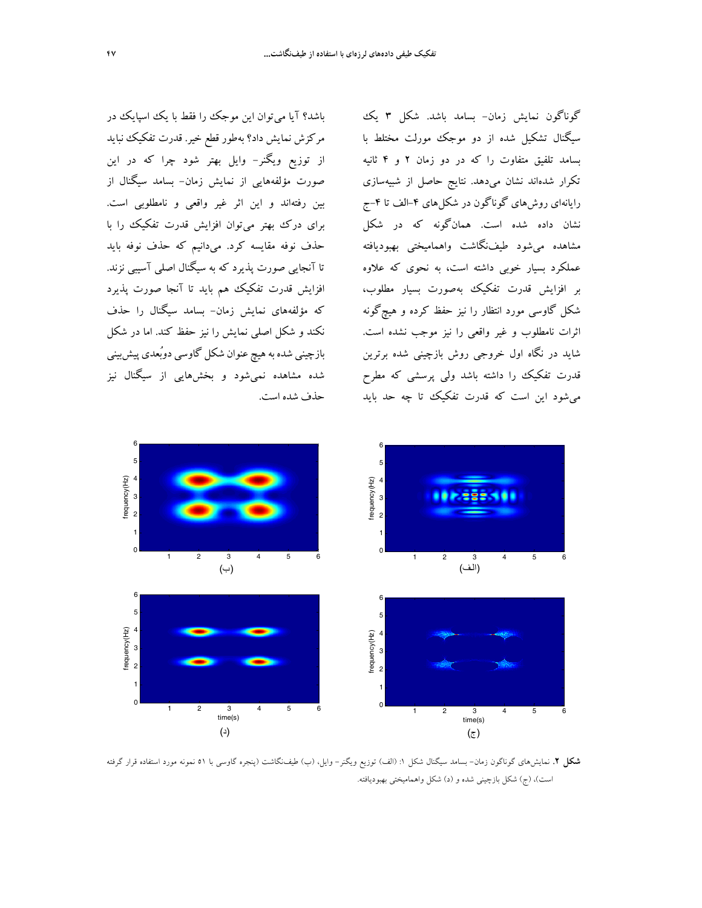گوناگون نمایش زمان- بسامد باشد. شکل ۳ یک سیگنال تشکیل شده از دو موجک مورلت مختلط با بسامد تلفیق متفاوت را که در دو زمان ۲ و ۴ ثانیه تکرار شده‌اند نشان می‌دهد. نتایج حاصل از شبیه‌سازی رایانه‌ای روش‌های گوناگون در شکل‌های ۴-الف تا ۴-ج نشان داده شده است. همان‌گونه که در شکل مشاهده می‌شود طیف‌نگاشت واهمامیختی بهبودیافته عملکرد بسیار خوبی داشته است، به نحوی که علاوه بر افزایش قدرت تفکیک به‌صورت بسیار مطلوب، شکل گاوسی مورد انتظار را نیز حفظ کرده و هیچ‌گونه اثرات نامطلوب و غیر واقعی را نیز موجب نشده است. شاید در نگاه اول خروجی روش بازچینی شده برترین قدرت تفکیک را داشته باشد ولی پرسشی که مطرح می‌شود این است که قدرت تفکیک تا چه حد باید باشد؟ آیا می‌توان این موجک را فقط با یک اسپایک در مرکزش نمایش داد؟ به‌طور قطع خیر. قدرت تفکیک نباید از توزیع ویگنر- وایل بهتر شود چرا که در این صورت مؤلفه‌هایی از نمایش زمان- بسامد سیگنال از بین رفته‌اند و این اثر غیر واقعی و نامطلوبی است. برای درک بهتر می‌توان افزایش قدرت تفکیک را با حذف نوفه مقایسه کرد. می‌دانیم که حذف نوفه باید تا آنجایی صورت پذیرد که به سیگنال اصلی آسیبی نزند. افزایش قدرت تفکیک هم باید تا آنجا صورت پذیرد که مؤلفه‌های نمایش زمان- بسامد سیگنال را حذف نکند و شکل اصلی نمایش را نیز حفظ کند. اما در شکل بازچینی شده به هیچ عنوان شکل گاوسی دوبُعدی پیش‌بینی شده مشاهده نمی‌شود و بخش‌هایی از سیگنال نیز حذف شده است.

**شکل ۲.** نمایش‌های گوناگون زمان- بسامد سیگنال شکل ۱: (الف) توزیع ویگنر- وایل، (ب) طیف‌نگاشت (پنجره گاوسی با ۵۱ نمونه مورد استفاده قرار گرفته است)، (ج) شکل بازچینی شده و (د) شکل واهمامیختی بهبودیافته.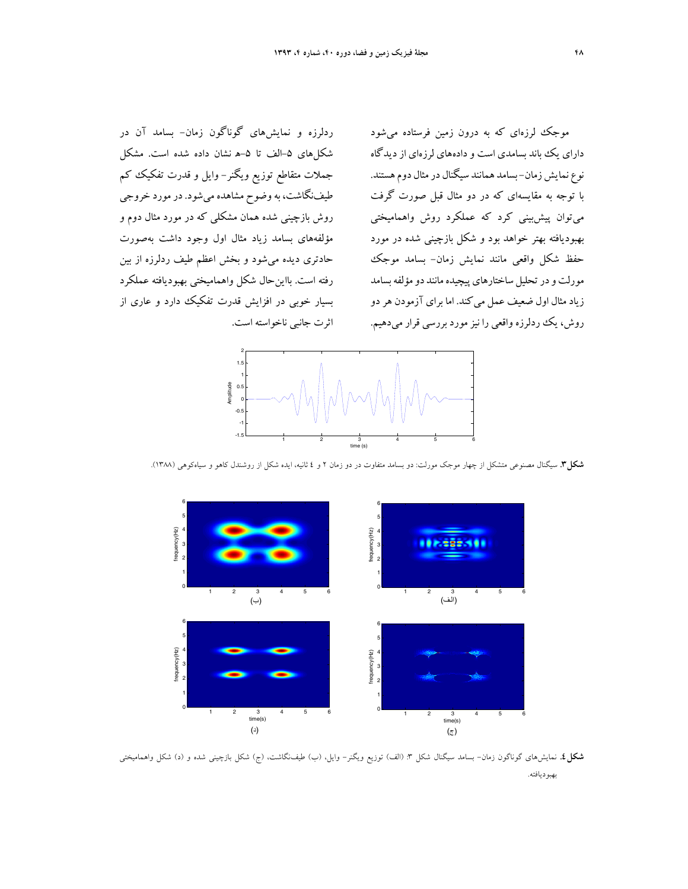موجک لرزه‌ای که به درون زمین فرستاده می‌شود دارای یک باند بسامدی است و داده‌های لرزه‌ای از دیدگاه نوع نمایش زمان–بسامد همانند سیگنال در مثال دوم هستند. با توجه به مقایسه‌ای که در دو مثال قبل صورت گرفت می‌توان پیش‌بینی کرد که عملکرد روش واهمامیختی بهبودیافته بهتر خواهد بود و شکل بازچینی شده در مورد حفظ شکل واقعی مانند نمایش زمان– بسامد موجک مورلت و در تحلیل ساختارهای پیچیده مانند دو مؤلفه بسامد زیاد مثال اول ضعیف عمل می‌کند. اما برای آزمودن هر دو روش، یک ردلرزه واقعی را نیز مورد بررسی قرار می‌دهیم.

ردلرزه و نمایش‌های گوناگون زمان– بسامد آن در شکل‌های ۵–الف تا ۵–هـ نشان داده شده است. مشکل جملات متقاطع توزیع ویگنر– وایل و قدرت تفکیک کم طیف‌نگاشت، به وضوح مشاهده می‌شود. در مورد خروجی روش بازچینی شده همان مشکلی که در مورد مثال دوم و مؤلفه‌های بسامد زیاد مثال اول وجود داشت به‌صورت حادتری دیده می‌شود و بخش اعظم طیف ردلرزه از بین رفته است. بااین‌حال شکل واهمامیختی بهبودیافته عملکرد بسیار خوبی در افزایش قدرت تفکیک دارد و عاری از اثرت جانبی ناخواسته است.

**شکل ۳.** سیگنال مصنوعی متشکل از چهار موجک مورلت: دو بسامد متفاوت در دو زمان ۲ و ٤ ثانیه، ایده شکل از روشندل کاهو و سیاه‌کوهی (۱۳۸۸).

**شکل ٤.** نمایش‌های گوناگون زمان– بسامد سیگنال شکل ۳: (الف) توزیع ویگنر– وایل، (ب) طیف‌نگاشت، (ج) شکل بازچینی شده و (د) شکل واهمامیختی بهبودیافته.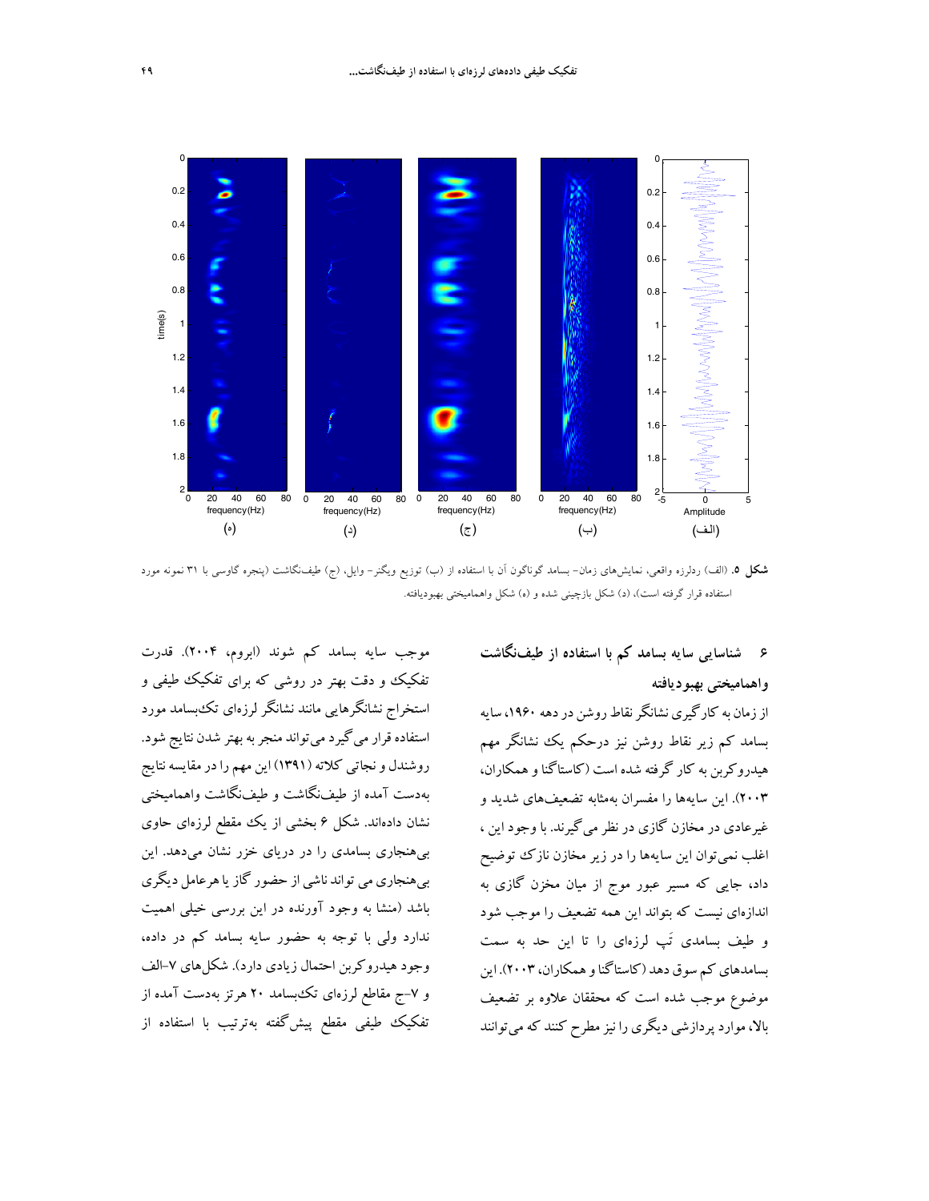**شکل ۵.** (الف) ردلرزه واقعی، نمایش‌های زمان- بسامد گوناگون آن با استفاده از (ب) توزیع ویگنر- وایل، (ج) طیف‌نگاشت (پنجره گاوسی با ۳۱ نمونه مورد استفاده قرار گرفته است)، (د) شکل بازچینی شده و (ه) شکل واهمامیختی بهبودیافته.

## ۶ شناسایی سایه بسامد کم با استفاده از طیف‌نگاشت واهمامیختی بهبودیافته

از زمان به کارگیری نشانگر نقاط روشن در دهه ۱۹۶۰، سایه بسامد کم زیر نقاط روشن نیز درحکم یک نشانگر مهم هیدروکربن به کار گرفته شده است (کاستاگنا و همکاران، ۲۰۰۳). این سایه‌ها را مفسران به‌مثابه تضعیف‌های شدید و غیرعادی در مخازن گازی در نظر می‌گیرند. با وجود این ، اغلب نمی‌توان این سایه‌ها را در زیر مخازن نازک توضیح داد، جایی که مسیر عبور موج از میان مخزن گازی به اندازه‌ای نیست که بتواند این همه تضعیف را موجب شود و طیف بسامدی تَپ لرزه‌ای را تا این حد به سمت بسامدهای کم سوق دهد (کاستاگنا و همکاران، ۲۰۰۳). این موضوع موجب شده است که محققان علاوه بر تضعیف بالا، موارد پردازشی دیگری را نیز مطرح کنند که می‌توانند موجب سایه بسامد کم شوند (ابروم، ۲۰۰۴). قدرت تفکیک و دقت بهتر در روشی که برای تفکیک طیفی و استخراج نشانگرهایی مانند نشانگر لرزه‌ای تک‌بسامد مورد استفاده قرار می‌گیرد می‌تواند منجر به بهتر شدن نتایج شود. روشندل و نجاتی کلاته (۱۳۹۱) این مهم را در مقایسه نتایج به‌دست آمده از طیف‌نگاشت و طیف‌نگاشت واهمامیختی نشان داده‌اند. شکل ۶ بخشی از یک مقطع لرزه‌ای حاوی بی‌هنجاری بسامدی را در دریای خزر نشان می‌دهد. این بی‌هنجاری می تواند ناشی از حضور گاز یا هرعامل دیگری باشد (منشا به وجود آورنده در این بررسی خیلی اهمیت ندارد ولی با توجه به حضور سایه بسامد کم در داده، وجود هیدروکربن احتمال زیادی دارد). شکل‌های ۷-الف و ۷-ج مقاطع لرزه‌ای تک‌بسامد ۲۰ هرتز به‌دست آمده از تفکیک طیفی مقطع پیش‌گفته به‌ترتیب با استفاده از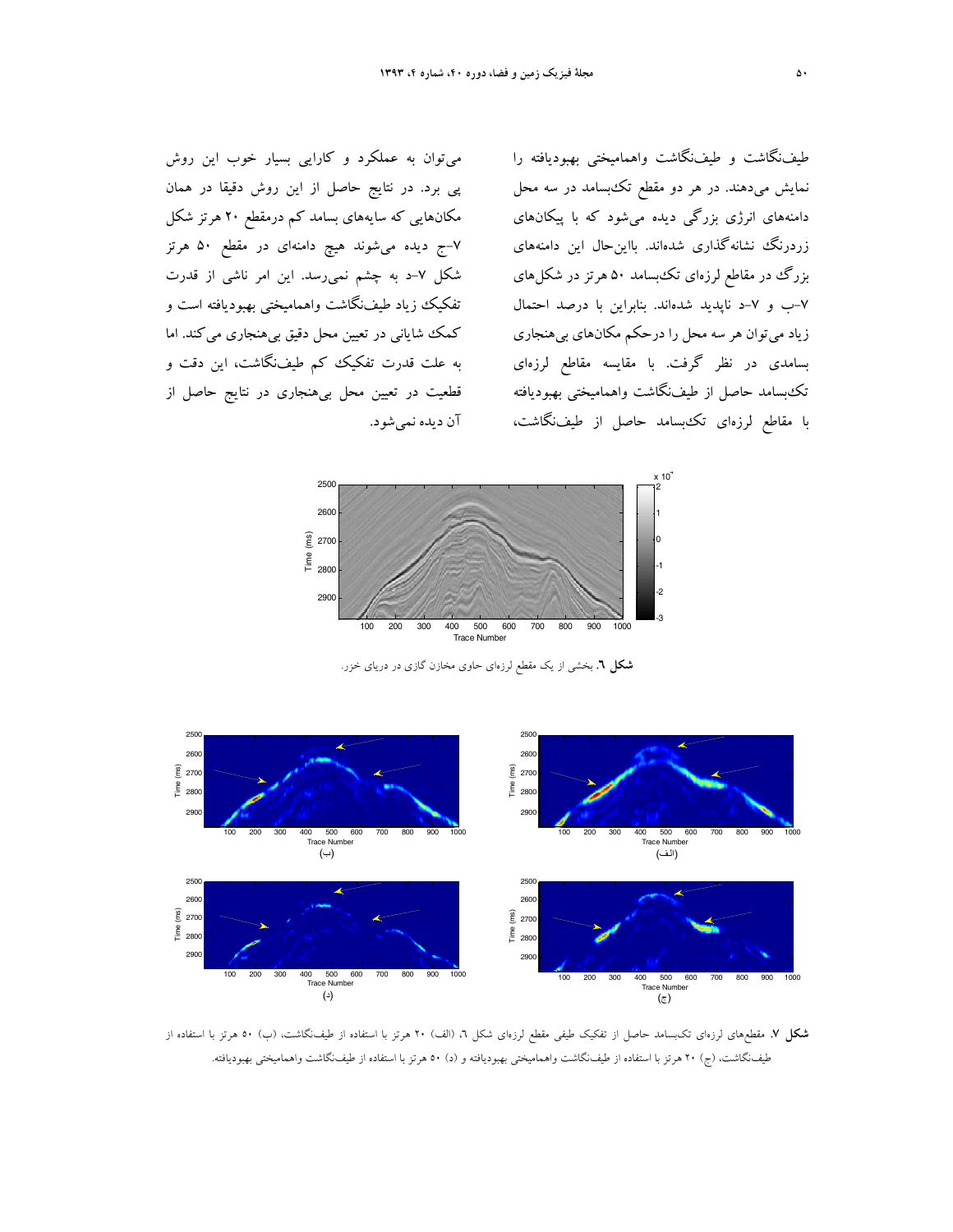طیف‌نگاشت و طیف‌نگاشت واهمامیختی بهبودیافته را نمایش می‌دهند. در هر دو مقطع تک‌بسامد در سه محل دامنه‌های انرژی بزرگی دیده می‌شود که با پیکان‌های زردرنگ نشانه‌گذاری شده‌اند. بااین‌حال این دامنه‌های بزرگ در مقاطع لرزه‌ای تک‌بسامد ۵۰ هرتز در شکل‌های ۷-ب و ۷-د ناپدید شده‌اند. بنابراین با درصد احتمال زیاد می‌توان هر سه محل را درحکم مکان‌های بی‌هنجاری بسامدی در نظر گرفت. با مقایسه مقاطع لرزه‌ای تک‌بسامد حاصل از طیف‌نگاشت واهمامیختی بهبودیافته با مقاطع لرزه‌ای تک‌بسامد حاصل از طیف‌نگاشت، می‌توان به عملکرد و کارایی بسیار خوب این روش پی برد. در نتایج حاصل از این روش دقیقا در همان مکان‌هایی که سایه‌های بسامد کم درمقطع ۲۰ هرتز شکل ۷-ج دیده می‌شوند هیچ دامنه‌ای در مقطع ۵۰ هرتز شکل ۷-د به چشم نمی‌رسد. این امر ناشی از قدرت تفکیک زیاد طیف‌نگاشت واهمامیختی بهبودیافته است و کمک شایانی در تعیین محل دقیق بی‌هنجاری می‌کند. اما به علت قدرت تفکیک کم طیف‌نگاشت، این دقت و قطعیت در تعیین محل بی‌هنجاری در نتایج حاصل از آن دیده نمی‌شود.

**شکل ٦.** بخشی از یک مقطع لرزه‌ای حاوی مخازن گازی در دریای خزر.

**شکل ۷.** مقطع‌های لرزه‌ای تک‌بسامد حاصل از تفکیک طیفی مقطع لرزه‌ای شکل ٦، (الف) ۲۰ هرتز با استفاده از طیف‌نگاشت، (ب) ۵۰ هرتز با استفاده از طیف‌نگاشت، (ج) ۲۰ هرتز با استفاده از طیف‌نگاشت واهمامیختی بهبودیافته و (د) ۵۰ هرتز با استفاده از طیف‌نگاشت واهمامیختی بهبودیافته.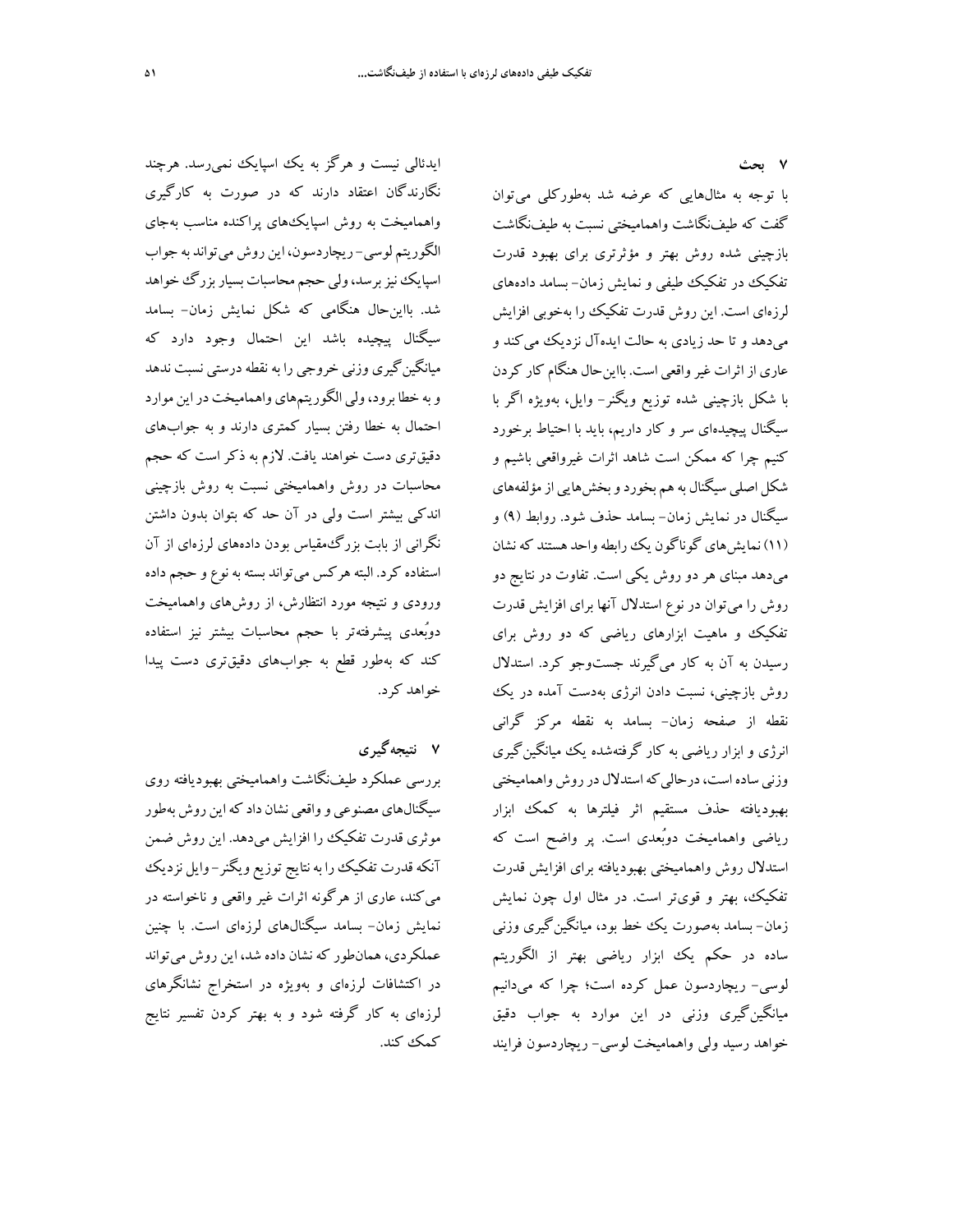## ۷ بحث

با توجه به مثال‌هایی که عرضه شد به‌طورکلی می‌توان گفت که طیف‌نگاشت واهمامیختی نسبت به طیف‌نگاشت بازچینی شده روش بهتر و مؤثرتری برای بهبود قدرت تفکیک در تفکیک طیفی و نمایش زمان- بسامد داده‌های لرزه‌ای است. این روش قدرت تفکیک را به‌خوبی افزایش می‌دهد و تا حد زیادی به حالت ایده‌آل نزدیک می‌کند و عاری از اثرات غیر واقعی است. بااین‌حال هنگام کار کردن با شکل بازچینی شده توزیع ویگنر- وایل، به‌ویژه اگر با سیگنال پیچیده‌ای سر و کار داریم، باید با احتیاط برخورد کنیم چرا که ممکن است شاهد اثرات غیرواقعی باشیم و شکل اصلی سیگنال به هم بخورد و بخش‌هایی از مؤلفه‌های سیگنال در نمایش زمان- بسامد حذف شود. روابط (۹) و (۱۱) نمایش‌های گوناگون یک رابطه واحد هستند که نشان می‌دهد مبنای هر دو روش یکی است. تفاوت در نتایج دو روش را می‌توان در نوع استدلال آنها برای افزایش قدرت تفکیک و ماهیت ابزارهای ریاضی که دو روش برای رسیدن به آن به کار می‌گیرند جست‌وجو کرد. استدلال روش بازچینی، نسبت دادن انرژی به‌دست آمده در یک نقطه از صفحه زمان- بسامد به نقطه مرکز گرانی انرژی و ابزار ریاضی به کار گرفته‌شده یک میانگین‌گیری وزنی ساده است، درحالی‌که استدلال در روش واهمامیختی بهبودیافته حذف مستقیم اثر فیلترها به کمک ابزار ریاضی واهمامیخت دوبُعدی است. پر واضح است که استدلال روش واهمامیختی بهبودیافته برای افزایش قدرت تفکیک، بهتر و قوی‌تر است. در مثال اول چون نمایش زمان- بسامد به‌صورت یک خط بود، میانگین‌گیری وزنی ساده در حکم یک ابزار ریاضی بهتر از الگوریتم لوسی- ریچاردسون عمل کرده است؛ چرا که می‌دانیم میانگین‌گیری وزنی در این موارد به جواب دقیق خواهد رسید ولی واهمامیخت لوسی- ریچاردسون فرایند ایدئالی نیست و هرگز به یک اسپایک نمی‌رسد. هرچند نگارندگان اعتقاد دارند که در صورت به کارگیری واهمامیخت به روش اسپایک‌های پراکنده مناسب به‌جای الگوریتم لوسی- ریچاردسون، این روش می‌تواند به جواب اسپایک نیز برسد، ولی حجم محاسبات بسیار بزرگ خواهد شد. بااین‌حال هنگامی که شکل نمایش زمان- بسامد سیگنال پیچیده باشد این احتمال وجود دارد که میانگین‌گیری وزنی خروجی را به نقطه درستی نسبت ندهد و به خطا برود، ولی الگوریتم‌های واهمامیخت در این موارد احتمال به خطا رفتن بسیار کمتری دارند و به جواب‌های دقیق‌تری دست خواهند یافت. لازم به ذکر است که حجم محاسبات در روش واهمامیختی نسبت به روش بازچینی اندکی بیشتر است ولی در آن حد که بتوان بدون داشتن نگرانی از بابت بزرگ‌مقیاس بودن داده‌های لرزه‌ای از آن استفاده کرد. البته هرکس می‌تواند بسته به نوع و حجم داده ورودی و نتیجه مورد انتظارش، از روش‌های واهمامیخت دوبُعدی پیشرفته‌تر با حجم محاسبات بیشتر نیز استفاده کند که به‌طور قطع به جواب‌های دقیق‌تری دست پیدا خواهد کرد.

## ۷ نتیجه‌گیری

بررسی عملکرد طیف‌نگاشت واهمامیختی بهبودیافته روی سیگنال‌های مصنوعی و واقعی نشان داد که این روش به‌طور موثری قدرت تفکیک را افزایش می‌دهد. این روش ضمن آنکه قدرت تفکیک را به نتایج توزیع ویگنر- وایل نزدیک می‌کند، عاری از هرگونه اثرات غیر واقعی و ناخواسته در نمایش زمان- بسامد سیگنال‌های لرزه‌ای است. با چنین عملکردی، همان‌طور که نشان داده شد، این روش می‌تواند در اکتشافات لرزه‌ای و به‌ویژه در استخراج نشانگرهای لرزه‌ای به کار گرفته شود و به بهتر کردن تفسیر نتایج کمک کند.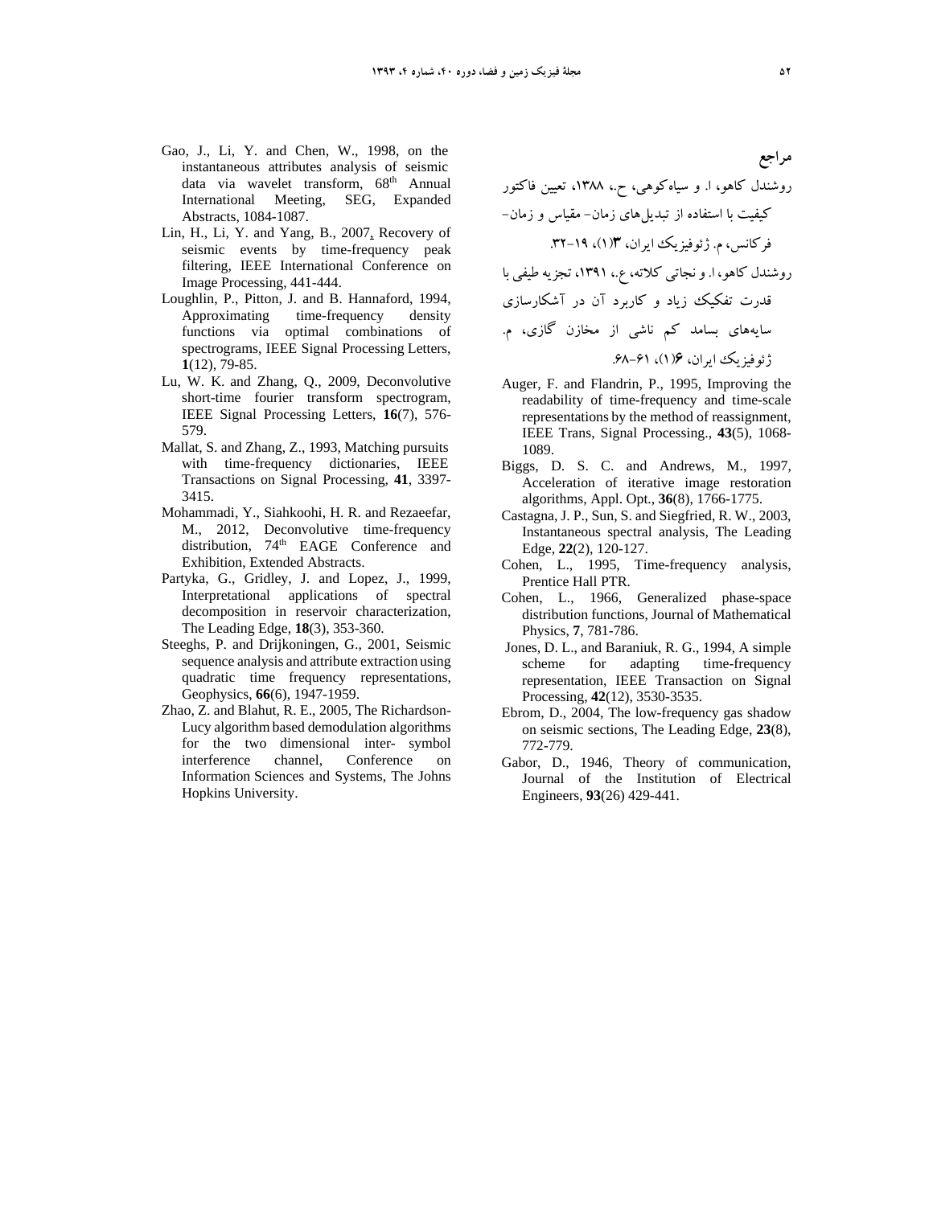## مراجع

روشندل کاهو، ا. و سیاه‌کوهی، ح.، ۱۳۸۸، تعیین فاکتور کیفیت با استفاده از تبدیل‌های زمان- مقیاس و زمان- فرکانس، م. ژئوفیزیک ایران، **۳**(۱)، ۱۹-۳۲.

روشندل کاهو، ا. و نجاتی کلاته، ع.، ۱۳۹۱، تجزیه طیفی با قدرت تفکیک زیاد و کاربرد آن در آشکارسازی سایه‌های بسامد کم ناشی از مخازن گازی، م. ژئوفیزیک ایران، **۶**(۱)، ۶۱-۶۸.

Auger, F. and Flandrin, P., 1995, Improving the readability of time-frequency and time-scale representations by the method of reassignment, IEEE Trans, Signal Processing., **43**(5), 1068-1089.

Biggs, D. S. C. and Andrews, M., 1997, Acceleration of iterative image restoration algorithms, Appl. Opt., **36**(8), 1766-1775.

Castagna, J. P., Sun, S. and Siegfried, R. W., 2003, Instantaneous spectral analysis, The Leading Edge, **22**(2), 120-127.

Cohen, L., 1995, Time-frequency analysis, Prentice Hall PTR.

Cohen, L., 1966, Generalized phase-space distribution functions, Journal of Mathematical Physics, **7**, 781-786.

Jones, D. L., and Baraniuk, R. G., 1994, A simple scheme for adapting time-frequency representation, IEEE Transaction on Signal Processing, **42**(12), 3530-3535.

Ebrom, D., 2004, The low-frequency gas shadow on seismic sections, The Leading Edge, **23**(8), 772-779.

Gabor, D., 1946, Theory of communication, Journal of the Institution of Electrical Engineers, **93**(26) 429-441.

Gao, J., Li, Y. and Chen, W., 1998, on the instantaneous attributes analysis of seismic data via wavelet transform, 68th Annual International Meeting, SEG, Expanded Abstracts, 1084-1087.

Lin, H., Li, Y. and Yang, B., 2007, Recovery of seismic events by time-frequency peak filtering, IEEE International Conference on Image Processing, 441-444.

Loughlin, P., Pitton, J. and B. Hannaford, 1994, Approximating time-frequency density functions via optimal combinations of spectrograms, IEEE Signal Processing Letters, **1**(12), 79-85.

Lu, W. K. and Zhang, Q., 2009, Deconvolutive short-time fourier transform spectrogram, IEEE Signal Processing Letters, **16**(7), 576-579.

Mallat, S. and Zhang, Z., 1993, Matching pursuits with time-frequency dictionaries, IEEE Transactions on Signal Processing, **41**, 3397-3415.

Mohammadi, Y., Siahkoohi, H. R. and Rezaeefar, M., 2012, Deconvolutive time-frequency distribution, 74th EAGE Conference and Exhibition, Extended Abstracts.

Partyka, G., Gridley, J. and Lopez, J., 1999, Interpretational applications of spectral decomposition in reservoir characterization, The Leading Edge, **18**(3), 353-360.

Steeghs, P. and Drijkoningen, G., 2001, Seismic sequence analysis and attribute extraction using quadratic time frequency representations, Geophysics, **66**(6), 1947-1959.

Zhao, Z. and Blahut, R. E., 2005, The Richardson-Lucy algorithm based demodulation algorithms for the two dimensional inter- symbol interference channel, Conference on Information Sciences and Systems, The Johns Hopkins University.